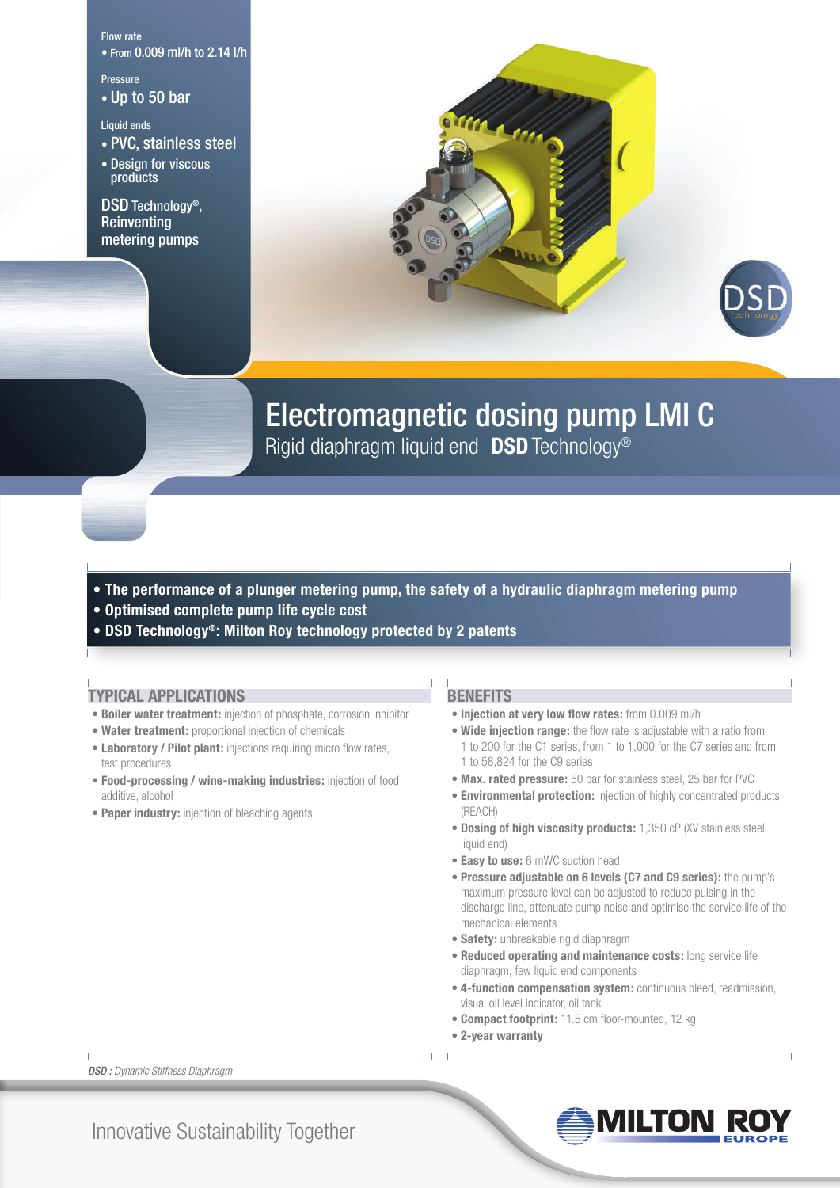Flow rate

- From 0.009 ml/h to 2.14 l/h

Pressure

- Up to 50 bar

Liquid ends

- PVC, stainless steel
- Design for viscous products

DSD Technology®, Reinventing metering pumps

# Electromagnetic dosing pump LMI C

Rigid diaphragm liquid end | **DSD** Technology®

- **The performance of a plunger metering pump, the safety of a hydraulic diaphragm metering pump**
- **Optimised complete pump life cycle cost**
- **DSD Technology®: Milton Roy technology protected by 2 patents**

## TYPICAL APPLICATIONS

- **Boiler water treatment:** injection of phosphate, corrosion inhibitor
- **Water treatment:** proportional injection of chemicals
- **Laboratory / Pilot plant:** injections requiring micro flow rates, test procedures
- **Food-processing / wine-making industries:** injection of food additive, alcohol
- **Paper industry:** injection of bleaching agents

## BENEFITS

- **Injection at very low flow rates:** from 0.009 ml/h
- **Wide injection range:** the flow rate is adjustable with a ratio from 1 to 200 for the C1 series, from 1 to 1,000 for the C7 series and from 1 to 58,824 for the C9 series
- **Max. rated pressure:** 50 bar for stainless steel, 25 bar for PVC
- **Environmental protection:** injection of highly concentrated products (REACH)
- **Dosing of high viscosity products:** 1,350 cP (XV stainless steel liquid end)
- **Easy to use:** 6 mWC suction head
- **Pressure adjustable on 6 levels (C7 and C9 series):** the pump's maximum pressure level can be adjusted to reduce pulsing in the discharge line, attenuate pump noise and optimise the service life of the mechanical elements
- **Safety:** unbreakable rigid diaphragm
- **Reduced operating and maintenance costs:** long service life diaphragm, few liquid end components
- **4-function compensation system:** continuous bleed, readmission, visual oil level indicator, oil tank
- **Compact footprint:** 11.5 cm floor-mounted, 12 kg
- **2-year warranty**

***DSD :** Dynamic Stiffness Diaphragm*

Innovative Sustainability Together

MILTON ROY EUROPE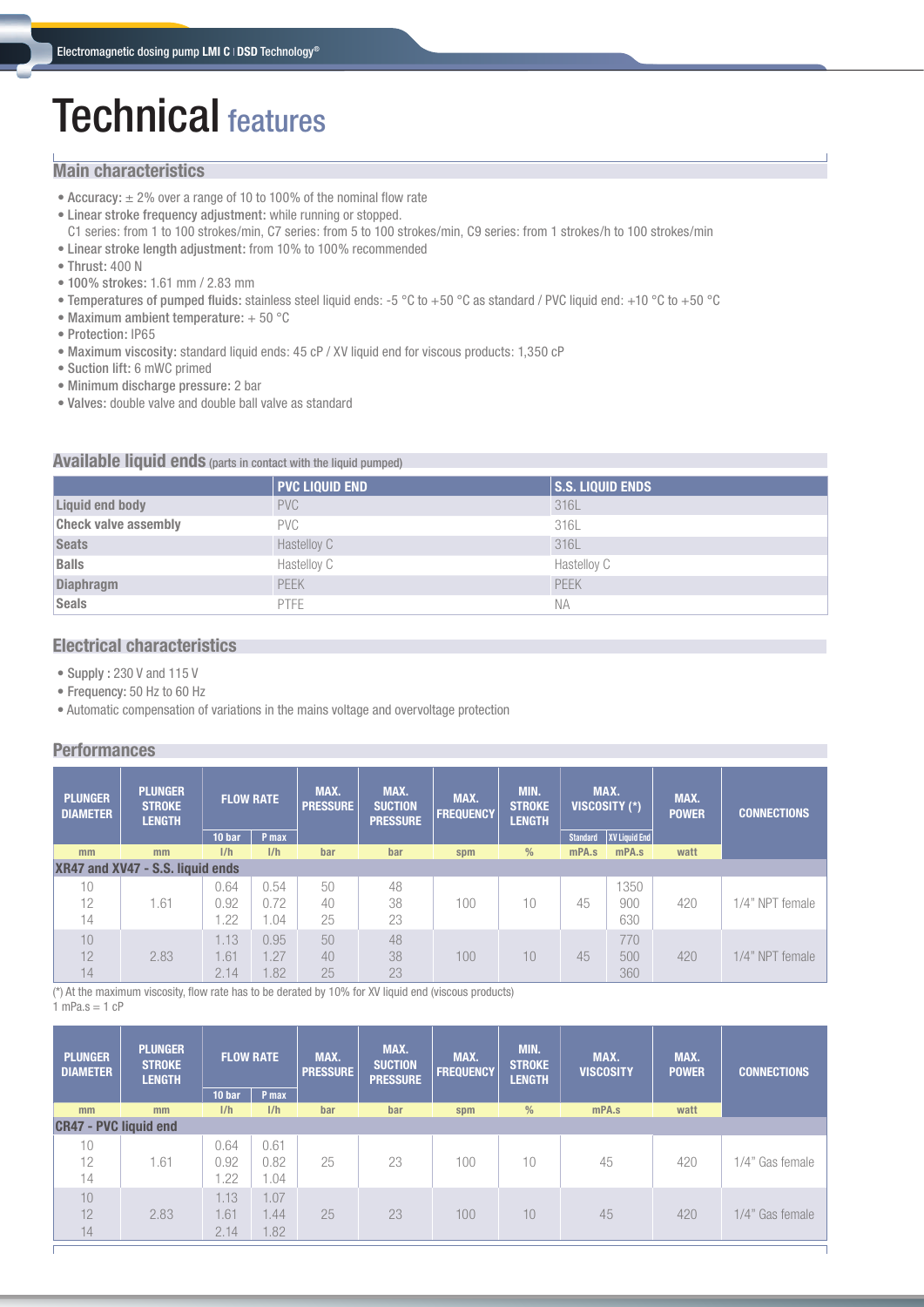# Technical features

## Main characteristics

- **Accuracy:** ± 2% over a range of 10 to 100% of the nominal flow rate
- **Linear stroke frequency adjustment:** while running or stopped.
  C1 series: from 1 to 100 strokes/min, C7 series: from 5 to 100 strokes/min, C9 series: from 1 strokes/h to 100 strokes/min
- **Linear stroke length adjustment:** from 10% to 100% recommended
- **Thrust:** 400 N
- **100% strokes:** 1.61 mm / 2.83 mm
- **Temperatures of pumped fluids:** stainless steel liquid ends: -5 °C to +50 °C as standard / PVC liquid end: +10 °C to +50 °C
- **Maximum ambient temperature:** + 50 °C
- **Protection:** IP65
- **Maximum viscosity:** standard liquid ends: 45 cP / XV liquid end for viscous products: 1,350 cP
- **Suction lift:** 6 mWC primed
- **Minimum discharge pressure:** 2 bar
- **Valves:** double valve and double ball valve as standard

## Available liquid ends (parts in contact with the liquid pumped)

| | PVC LIQUID END | S.S. LIQUID ENDS |
|---|---|---|
| **Liquid end body** | PVC | 316L |
| **Check valve assembly** | PVC | 316L |
| **Seats** | Hastelloy C | 316L |
| **Balls** | Hastelloy C | Hastelloy C |
| **Diaphragm** | PEEK | PEEK |
| **Seals** | PTFE | NA |

## Electrical characteristics

- **Supply :** 230 V and 115 V
- **Frequency:** 50 Hz to 60 Hz
- Automatic compensation of variations in the mains voltage and overvoltage protection

## Performances

| PLUNGER DIAMETER | PLUNGER STROKE LENGTH | FLOW RATE | | MAX. PRESSURE | MAX. SUCTION PRESSURE | MAX. FREQUENCY | MIN. STROKE LENGTH | MAX. VISCOSITY (*) | | MAX. POWER | CONNECTIONS |
|---|---|---|---|---|---|---|---|---|---|---|---|
| | | 10 bar | P max | | | | | Standard | XV Liquid End | | |
| mm | mm | l/h | l/h | bar | bar | spm | % | mPA.s | mPA.s | watt | |
| **XR47 and XV47 - S.S. liquid ends** | | | | | | | | | | | |
| 10 | 1.61 | 0.64 | 0.54 | 50 | 48 | 100 | 10 | 45 | 1350 | 420 | 1/4" NPT female |
| 12 | | 0.92 | 0.72 | 40 | 38 | | | | 900 | | |
| 14 | | 1.22 | 1.04 | 25 | 23 | | | | 630 | | |
| 10 | 2.83 | 1.13 | 0.95 | 50 | 48 | 100 | 10 | 45 | 770 | 420 | 1/4" NPT female |
| 12 | | 1.61 | 1.27 | 40 | 38 | | | | 500 | | |
| 14 | | 2.14 | 1.82 | 25 | 23 | | | | 360 | | |

(*) At the maximum viscosity, flow rate has to be derated by 10% for XV liquid end (viscous products)
1 mPa.s = 1 cP

| PLUNGER DIAMETER | PLUNGER STROKE LENGTH | FLOW RATE | | MAX. PRESSURE | MAX. SUCTION PRESSURE | MAX. FREQUENCY | MIN. STROKE LENGTH | MAX. VISCOSITY | MAX. POWER | CONNECTIONS |
|---|---|---|---|---|---|---|---|---|---|---|
| | | 10 bar | P max | | | | | | | |
| mm | mm | l/h | l/h | bar | bar | spm | % | mPA.s | watt | |
| **CR47 - PVC liquid end** | | | | | | | | | | |
| 10 | 1.61 | 0.64 | 0.61 | 25 | 23 | 100 | 10 | 45 | 420 | 1/4" Gas female |
| 12 | | 0.92 | 0.82 | | | | | | | |
| 14 | | 1.22 | 1.04 | | | | | | | |
| 10 | 2.83 | 1.13 | 1.07 | 25 | 23 | 100 | 10 | 45 | 420 | 1/4" Gas female |
| 12 | | 1.61 | 1.44 | | | | | | | |
| 14 | | 2.14 | 1.82 | | | | | | | |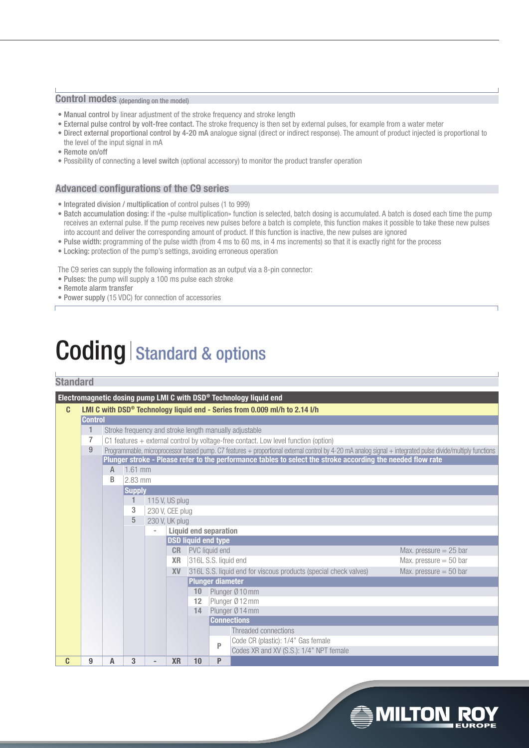## Control modes (depending on the model)

- **Manual control** by linear adjustment of the stroke frequency and stroke length
- **External pulse control by volt-free contact.** The stroke frequency is then set by external pulses, for example from a water meter
- **Direct external proportional control by 4-20 mA** analogue signal (direct or indirect response). The amount of product injected is proportional to the level of the input signal in mA
- **Remote on/off**
- Possibility of connecting a **level switch** (optional accessory) to monitor the product transfer operation

## Advanced configurations of the C9 series

- **Integrated division / multiplication** of control pulses (1 to 999)
- **Batch accumulation dosing:** if the «pulse multiplication» function is selected, batch dosing is accumulated. A batch is dosed each time the pump receives an external pulse. If the pump receives new pulses before a batch is complete, this function makes it possible to take these new pulses into account and deliver the corresponding amount of product. If this function is inactive, the new pulses are ignored
- **Pulse width:** programming of the pulse width (from 4 ms to 60 ms, in 4 ms increments) so that it is exactly right for the process
- **Locking:** protection of the pump's settings, avoiding erroneous operation

The C9 series can supply the following information as an output via a 8-pin connector:

- **Pulses:** the pump will supply a 100 ms pulse each stroke
- **Remote alarm transfer**
- **Power supply** (15 VDC) for connection of accessories

# Coding | Standard & options

## Standard

**Electromagnetic dosing pump LMI C with DSD® Technology liquid end**

| Code | Description |
|---|---|
| **C** | **LMI C with DSD® Technology liquid end - Series from 0.009 ml/h to 2.14 l/h** |
| | **Control** |
| 1 | Stroke frequency and stroke length manually adjustable |
| 7 | C1 features + external control by voltage-free contact. Low level function (option) |
| 9 | Programmable, microprocessor based pump. C7 features + proportional external control by 4-20 mA analog signal + integrated pulse divide/multiply functions |
| | **Plunger stroke - Please refer to the performance tables to select the stroke according the needed flow rate** |
| A | 1.61 mm |
| B | 2.83 mm |
| | **Supply** |
| 1 | 115 V, US plug |
| 3 | 230 V, CEE plug |
| 5 | 230 V, UK plug |
| - | **Liquid end separation** |
| | **DSD liquid end type** |
| CR | PVC liquid end — Max. pressure = 25 bar |
| XR | 316L S.S. liquid end — Max. pressure = 50 bar |
| XV | 316L S.S. liquid end for viscous products (special check valves) — Max. pressure = 50 bar |
| | **Plunger diameter** |
| 10 | Plunger Ø10 mm |
| 12 | Plunger Ø12 mm |
| 14 | Plunger Ø14 mm |
| | **Connections** |
| P | Threaded connections<br>Code CR (plastic): 1/4" Gas female<br>Codes XR and XV (S.S.): 1/4" NPT female |

Example code: **C 9 A 3 - XR 10 P**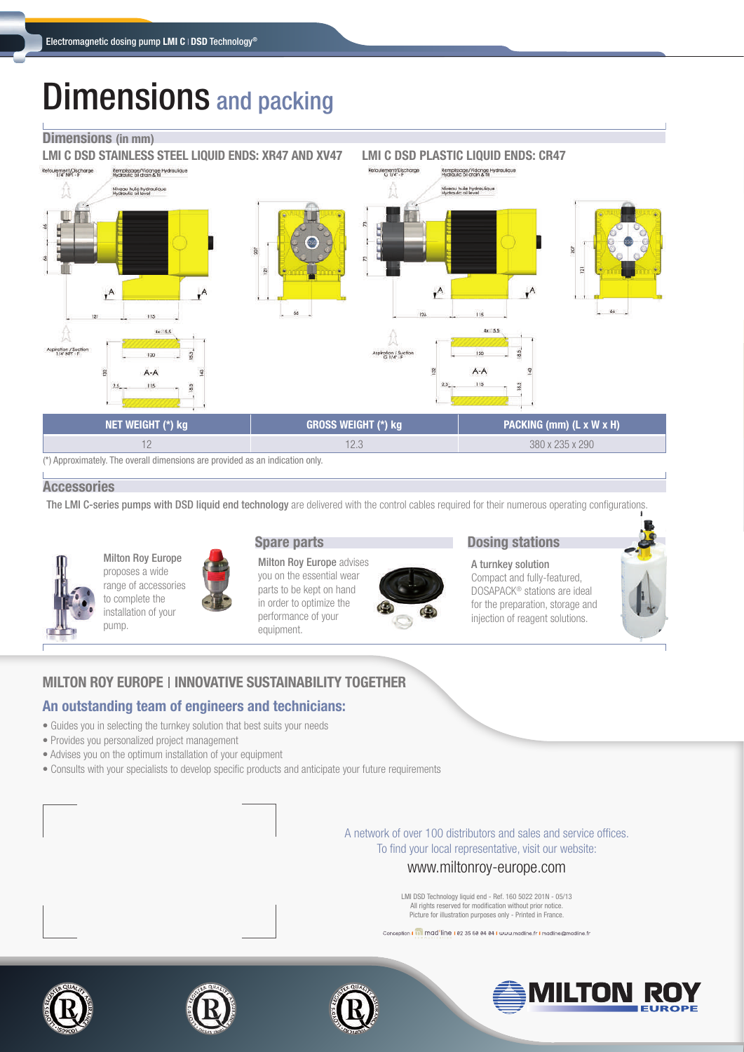# Dimensions and packing

## Dimensions (in mm)

### LMI C DSD STAINLESS STEEL LIQUID ENDS: XR47 AND XV47

Refoulement/Discharge 1/4" NPT - F
Remplissage/Vidange Hydraulique Hydraulic oil drain & fill
Niveau huile hydraulique Hydraulic oil level
Aspiration / Suction 1/4" NPT - F

### LMI C DSD PLASTIC LIQUID ENDS: CR47

Refoulement/Discharge G 1/4" - F
Remplissage/Vidange Hydraulique Hydraulic oil drain & fill
Niveau huile hydraulique Hydraulic oil level
Aspiration / Suction G 1/4" - F

| NET WEIGHT (*) kg | GROSS WEIGHT (*) kg | PACKING (mm) (L x W x H) |
|---|---|---|
| 12 | 12.3 | 380 x 235 x 290 |

(*) Approximately. The overall dimensions are provided as an indication only.

## Accessories

**The LMI C-series pumps with DSD liquid end technology** are delivered with the control cables required for their numerous operating configurations.

**Milton Roy Europe** proposes a wide range of accessories to complete the installation of your pump.

### Spare parts

**Milton Roy Europe** advises you on the essential wear parts to be kept on hand in order to optimize the performance of your equipment.

### Dosing stations

**A turnkey solution**
Compact and fully-featured, DOSAPACK® stations are ideal for the preparation, storage and injection of reagent solutions.

## MILTON ROY EUROPE | INNOVATIVE SUSTAINABILITY TOGETHER

### An outstanding team of engineers and technicians:

- Guides you in selecting the turnkey solution that best suits your needs
- Provides you personalized project management
- Advises you on the optimum installation of your equipment
- Consults with your specialists to develop specific products and anticipate your future requirements

A network of over 100 distributors and sales and service offices.
To find your local representative, visit our website:

www.miltonroy-europe.com

LMI DSD Technology liquid end - Ref. 160 5022 201N - 05/13
All rights reserved for modification without prior notice.
Picture for illustration purposes only - Printed in France.

Conception | mad'line | 02 35 58 84 84 | www.madline.fr | madline@madline.fr

MILTON ROY EUROPE